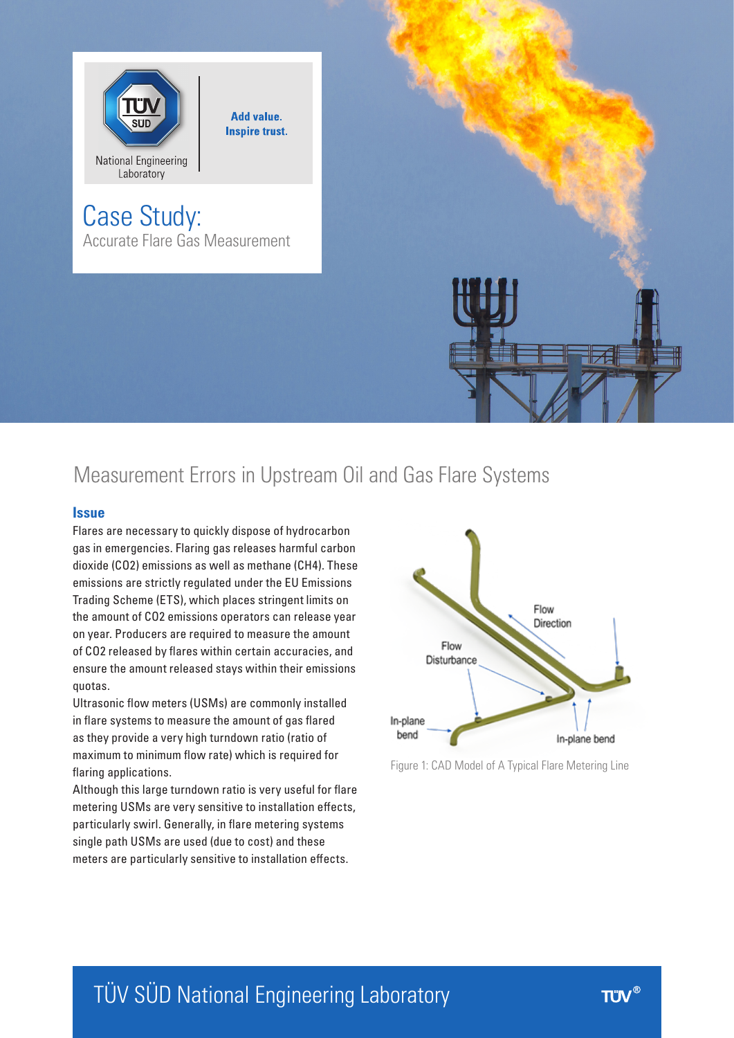National Engineering Laboratory

**Add value. Inspire trust.**

# Case Study:

Accurate Flare Gas Measurement

## Measurement Errors in Upstream Oil and Gas Flare Systems

### Issue

Flares are necessary to quickly dispose of hydrocarbon gas in emergencies. Flaring gas releases harmful carbon dioxide (CO2) emissions as well as methane (CH4). These emissions are strictly regulated under the EU Emissions Trading Scheme (ETS), which places stringent limits on the amount of CO2 emissions operators can release year on year. Producers are required to measure the amount of CO2 released by flares within certain accuracies, and ensure the amount released stays within their emissions quotas.

Ultrasonic flow meters (USMs) are commonly installed in flare systems to measure the amount of gas flared as they provide a very high turndown ratio (ratio of maximum to minimum flow rate) which is required for flaring applications.

Although this large turndown ratio is very useful for flare metering USMs are very sensitive to installation effects, particularly swirl. Generally, in flare metering systems single path USMs are used (due to cost) and these meters are particularly sensitive to installation effects.

Flow Direction

Flow Disturbance

In-plane bend

In-plane bend

Figure 1: CAD Model of A Typical Flare Metering Line

TÜV SÜD National Engineering Laboratory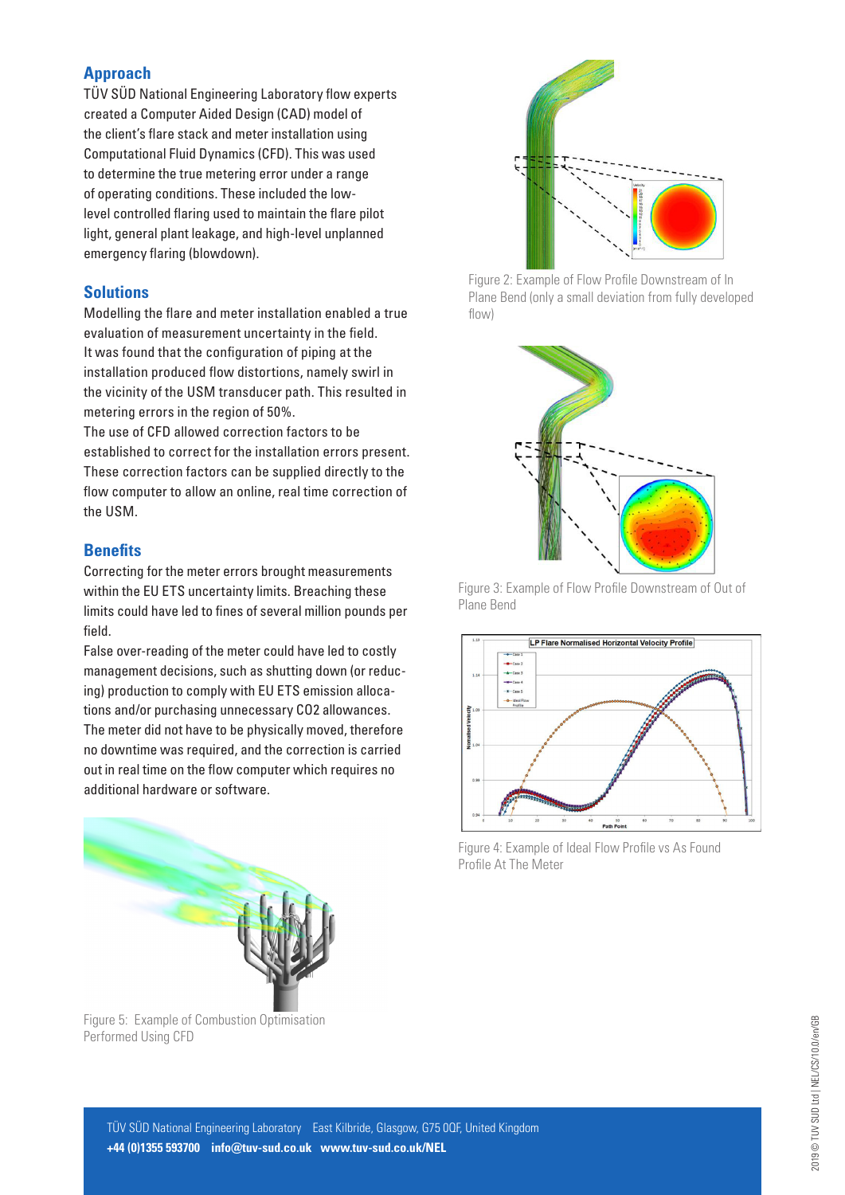## Approach

TÜV SÜD National Engineering Laboratory flow experts created a Computer Aided Design (CAD) model of the client's flare stack and meter installation using Computational Fluid Dynamics (CFD). This was used to determine the true metering error under a range of operating conditions. These included the low-level controlled flaring used to maintain the flare pilot light, general plant leakage, and high-level unplanned emergency flaring (blowdown).

## Solutions

Modelling the flare and meter installation enabled a true evaluation of measurement uncertainty in the field. It was found that the configuration of piping at the installation produced flow distortions, namely swirl in the vicinity of the USM transducer path. This resulted in metering errors in the region of 50%.

The use of CFD allowed correction factors to be established to correct for the installation errors present. These correction factors can be supplied directly to the flow computer to allow an online, real time correction of the USM.

## Benefits

Correcting for the meter errors brought measurements within the EU ETS uncertainty limits. Breaching these limits could have led to fines of several million pounds per field.

False over-reading of the meter could have led to costly management decisions, such as shutting down (or reducing) production to comply with EU ETS emission allocations and/or purchasing unnecessary $CO_2$ allowances.

The meter did not have to be physically moved, therefore no downtime was required, and the correction is carried out in real time on the flow computer which requires no additional hardware or software.

Figure 5: Example of Combustion Optimisation Performed Using CFD

Figure 2: Example of Flow Profile Downstream of In Plane Bend (only a small deviation from fully developed flow)

Figure 3: Example of Flow Profile Downstream of Out of Plane Bend

LP Flare Normalised Horizontal Velocity Profile

Normalised Velocity

Path Point

Case 1
Case 2
Case 3
Case 4
Case 5
Ideal Flow Profile

Figure 4: Example of Ideal Flow Profile vs As Found Profile At The Meter

TÜV SÜD National Engineering Laboratory East Kilbride, Glasgow, G75 0QF, United Kingdom

**+44 (0)1355 593700 info@tuv-sud.co.uk www.tuv-sud.co.uk/NEL**

2019 © TÜV SÜD Ltd | NEL/CS/10.0/en/GB